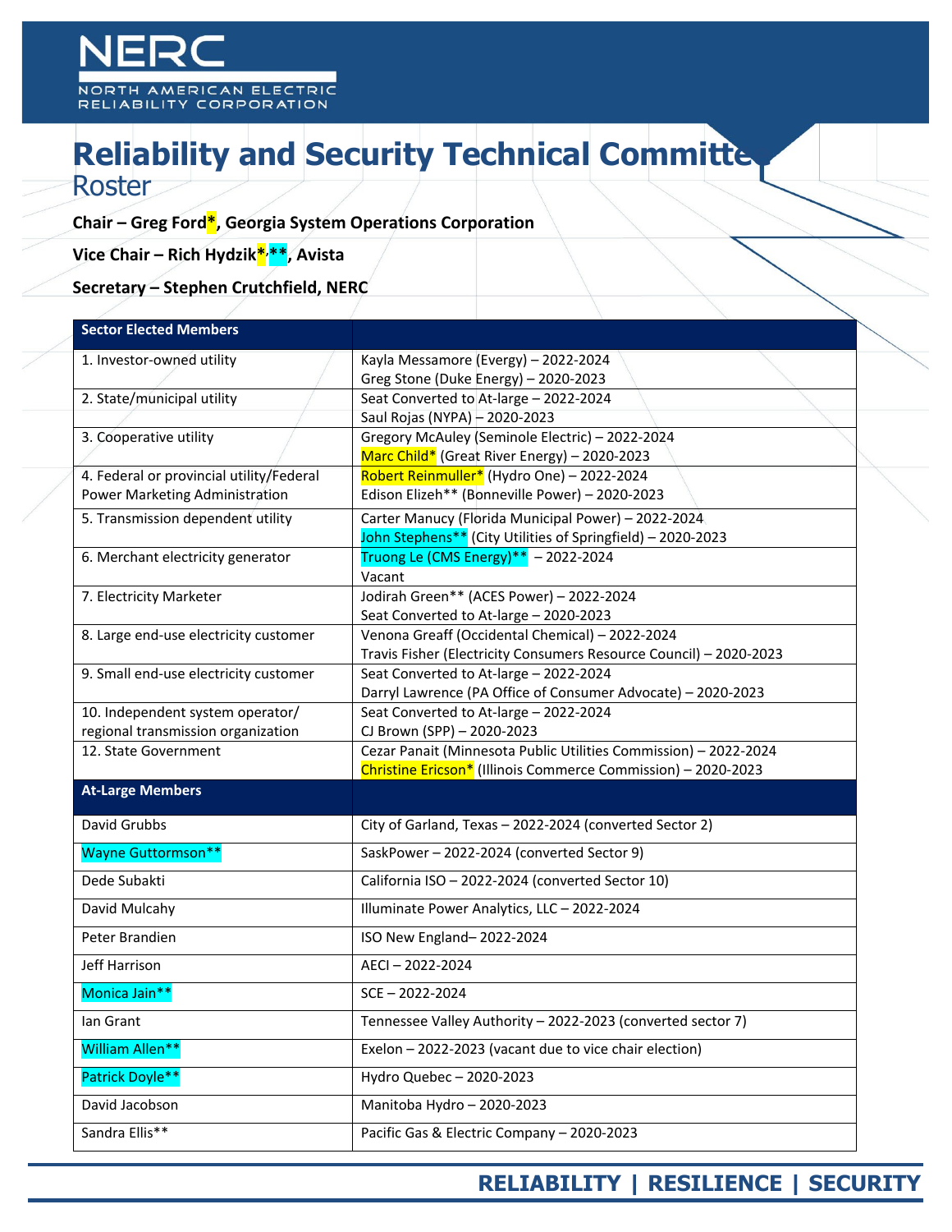NERC
NORTH AMERICAN ELECTRIC
RELIABILITY CORPORATION

# Reliability and Security Technical Committee
## Roster

**Chair – Greg Ford*, Georgia System Operations Corporation**

**Vice Chair – Rich Hydzik*,**, Avista**

**Secretary – Stephen Crutchfield, NERC**

| Sector Elected Members | |
|---|---|
| 1. Investor-owned utility | Kayla Messamore (Evergy) – 2022-2024<br>Greg Stone (Duke Energy) – 2020-2023 |
| 2. State/municipal utility | Seat Converted to At-large – 2022-2024<br>Saul Rojas (NYPA) – 2020-2023 |
| 3. Cooperative utility | Gregory McAuley (Seminole Electric) – 2022-2024<br>Marc Child* (Great River Energy) – 2020-2023 |
| 4. Federal or provincial utility/Federal Power Marketing Administration | Robert Reinmuller* (Hydro One) – 2022-2024<br>Edison Elizeh** (Bonneville Power) – 2020-2023 |
| 5. Transmission dependent utility | Carter Manucy (Florida Municipal Power) – 2022-2024<br>John Stephens** (City Utilities of Springfield) – 2020-2023 |
| 6. Merchant electricity generator | Truong Le (CMS Energy)** – 2022-2024<br>Vacant |
| 7. Electricity Marketer | Jodirah Green** (ACES Power) – 2022-2024<br>Seat Converted to At-large – 2020-2023 |
| 8. Large end-use electricity customer | Venona Greaff (Occidental Chemical) – 2022-2024<br>Travis Fisher (Electricity Consumers Resource Council) – 2020-2023 |
| 9. Small end-use electricity customer | Seat Converted to At-large – 2022-2024<br>Darryl Lawrence (PA Office of Consumer Advocate) – 2020-2023 |
| 10. Independent system operator/ regional transmission organization | Seat Converted to At-large – 2022-2024<br>CJ Brown (SPP) – 2020-2023 |
| 12. State Government | Cezar Panait (Minnesota Public Utilities Commission) – 2022-2024<br>Christine Ericson* (Illinois Commerce Commission) – 2020-2023 |
| **At-Large Members** | |
| David Grubbs | City of Garland, Texas – 2022-2024 (converted Sector 2) |
| Wayne Guttormson** | SaskPower – 2022-2024 (converted Sector 9) |
| Dede Subakti | California ISO – 2022-2024 (converted Sector 10) |
| David Mulcahy | Illuminate Power Analytics, LLC – 2022-2024 |
| Peter Brandien | ISO New England– 2022-2024 |
| Jeff Harrison | AECI – 2022-2024 |
| Monica Jain** | SCE – 2022-2024 |
| Ian Grant | Tennessee Valley Authority – 2022-2023 (converted sector 7) |
| William Allen** | Exelon – 2022-2023 (vacant due to vice chair election) |
| Patrick Doyle** | Hydro Quebec – 2020-2023 |
| David Jacobson | Manitoba Hydro – 2020-2023 |
| Sandra Ellis** | Pacific Gas & Electric Company – 2020-2023 |

**RELIABILITY | RESILIENCE | SECURITY**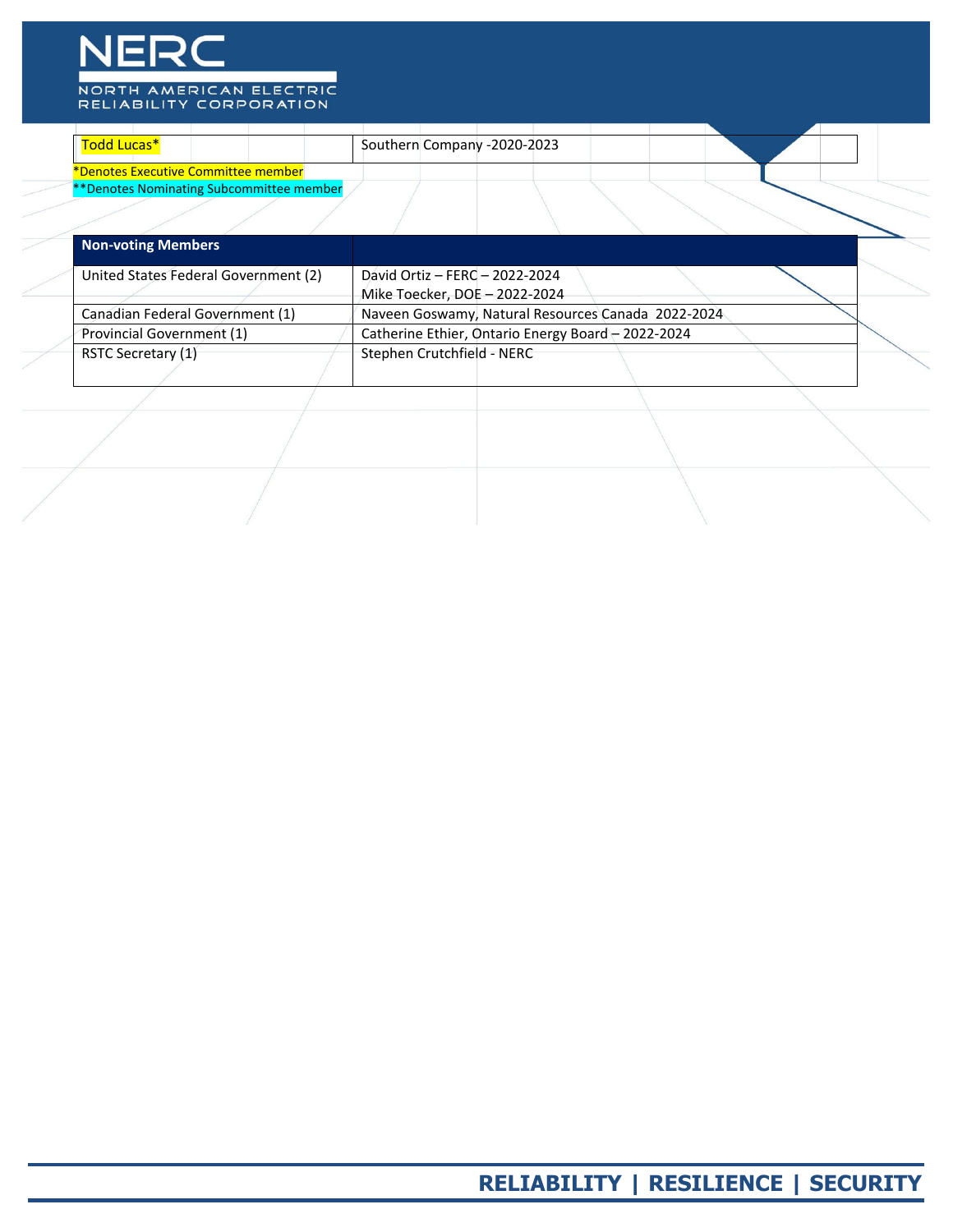| | |
|---|---|
| Todd Lucas* | Southern Company -2020-2023 |

*Denotes Executive Committee member
**Denotes Nominating Subcommittee member

| Non-voting Members | |
|---|---|
| United States Federal Government (2) | David Ortiz – FERC – 2022-2024<br>Mike Toecker, DOE – 2022-2024 |
| Canadian Federal Government (1) | Naveen Goswamy, Natural Resources Canada 2022-2024 |
| Provincial Government (1) | Catherine Ethier, Ontario Energy Board – 2022-2024 |
| RSTC Secretary (1) | Stephen Crutchfield - NERC |